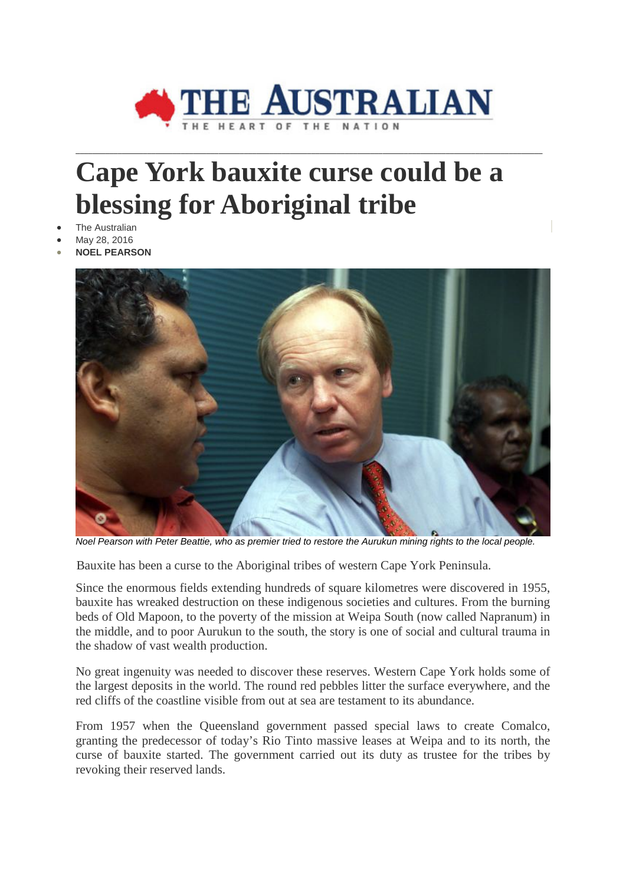# Cape York bauxite curse could be a blessing for Aboriginal tribe

- The Australian
- May 28, 2016
- **NOEL PEARSON**

*Noel Pearson with Peter Beattie, who as premier tried to restore the Aurukun mining rights to the local people.*

Bauxite has been a curse to the Aboriginal tribes of western Cape York Peninsula.

Since the enormous fields extending hundreds of square kilometres were discovered in 1955, bauxite has wreaked destruction on these indigenous societies and cultures. From the burning beds of Old Mapoon, to the poverty of the mission at Weipa South (now called Napranum) in the middle, and to poor Aurukun to the south, the story is one of social and cultural trauma in the shadow of vast wealth production.

No great ingenuity was needed to discover these reserves. Western Cape York holds some of the largest deposits in the world. The round red pebbles litter the surface everywhere, and the red cliffs of the coastline visible from out at sea are testament to its abundance.

From 1957 when the Queensland government passed special laws to create Comalco, granting the predecessor of today's Rio Tinto massive leases at Weipa and to its north, the curse of bauxite started. The government carried out its duty as trustee for the tribes by revoking their reserved lands.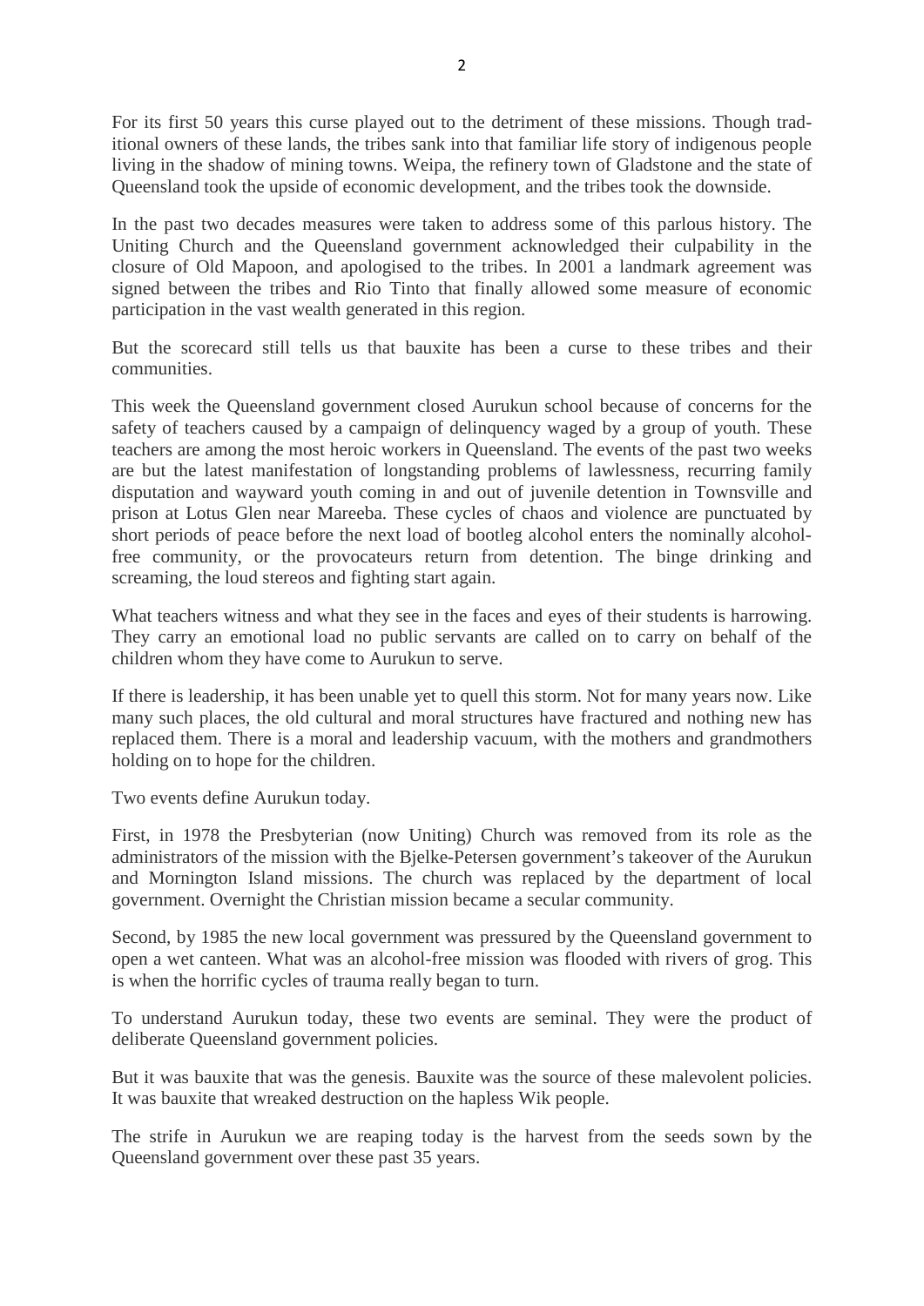For its first 50 years this curse played out to the detriment of these missions. Though traditional owners of these lands, the tribes sank into that familiar life story of indigenous people living in the shadow of mining towns. Weipa, the refinery town of Gladstone and the state of Queensland took the upside of economic development, and the tribes took the downside.

In the past two decades measures were taken to address some of this parlous history. The Uniting Church and the Queensland government acknowledged their culpability in the closure of Old Mapoon, and apologised to the tribes. In 2001 a landmark agreement was signed between the tribes and Rio Tinto that finally allowed some measure of economic participation in the vast wealth generated in this region.

But the scorecard still tells us that bauxite has been a curse to these tribes and their communities.

This week the Queensland government closed Aurukun school because of concerns for the safety of teachers caused by a campaign of delinquency waged by a group of youth. These teachers are among the most heroic workers in Queensland. The events of the past two weeks are but the latest manifestation of longstanding problems of lawlessness, recurring family disputation and wayward youth coming in and out of juvenile detention in Townsville and prison at Lotus Glen near Mareeba. These cycles of chaos and violence are punctuated by short periods of peace before the next load of bootleg alcohol enters the nominally alcohol-free community, or the provocateurs return from detention. The binge drinking and screaming, the loud stereos and fighting start again.

What teachers witness and what they see in the faces and eyes of their students is harrowing. They carry an emotional load no public servants are called on to carry on behalf of the children whom they have come to Aurukun to serve.

If there is leadership, it has been unable yet to quell this storm. Not for many years now. Like many such places, the old cultural and moral structures have fractured and nothing new has replaced them. There is a moral and leadership vacuum, with the mothers and grandmothers holding on to hope for the children.

Two events define Aurukun today.

First, in 1978 the Presbyterian (now Uniting) Church was removed from its role as the administrators of the mission with the Bjelke-Petersen government's takeover of the Aurukun and Mornington Island missions. The church was replaced by the department of local government. Overnight the Christian mission became a secular community.

Second, by 1985 the new local government was pressured by the Queensland government to open a wet canteen. What was an alcohol-free mission was flooded with rivers of grog. This is when the horrific cycles of trauma really began to turn.

To understand Aurukun today, these two events are seminal. They were the product of deliberate Queensland government policies.

But it was bauxite that was the genesis. Bauxite was the source of these malevolent policies. It was bauxite that wreaked destruction on the hapless Wik people.

The strife in Aurukun we are reaping today is the harvest from the seeds sown by the Queensland government over these past 35 years.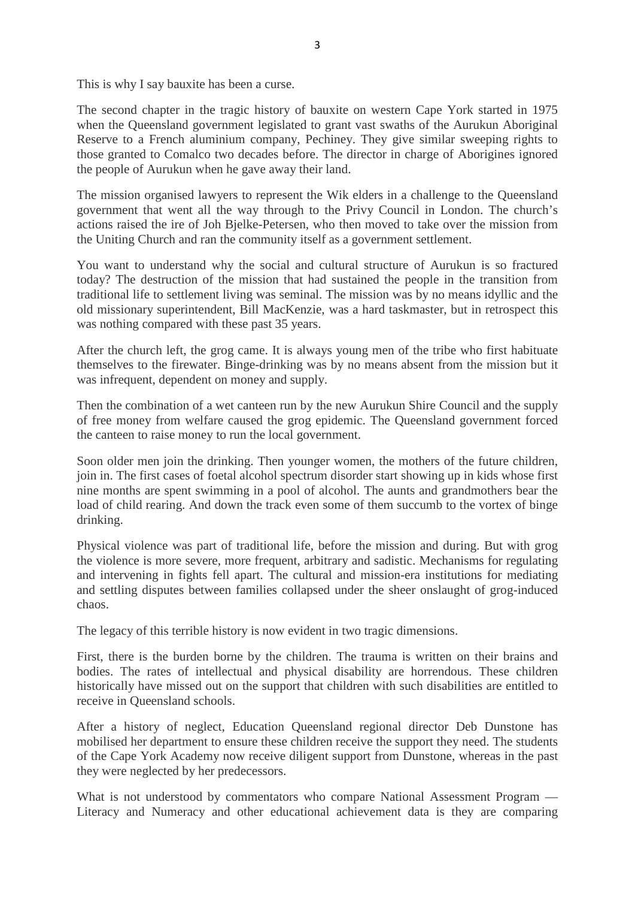This is why I say bauxite has been a curse.

The second chapter in the tragic history of bauxite on western Cape York started in 1975 when the Queensland government legislated to grant vast swaths of the Aurukun Aboriginal Reserve to a French aluminium company, Pechiney. They give similar sweeping rights to those granted to Comalco two decades before. The director in charge of Aborigines ignored the people of Aurukun when he gave away their land.

The mission organised lawyers to represent the Wik elders in a challenge to the Queensland government that went all the way through to the Privy Council in London. The church's actions raised the ire of Joh Bjelke-Petersen, who then moved to take over the mission from the Uniting Church and ran the community itself as a government settlement.

You want to understand why the social and cultural structure of Aurukun is so fractured today? The destruction of the mission that had sustained the people in the transition from traditional life to settlement living was seminal. The mission was by no means idyllic and the old missionary superintendent, Bill MacKenzie, was a hard taskmaster, but in retrospect this was nothing compared with these past 35 years.

After the church left, the grog came. It is always young men of the tribe who first habituate themselves to the firewater. Binge-drinking was by no means absent from the mission but it was infrequent, dependent on money and supply.

Then the combination of a wet canteen run by the new Aurukun Shire Council and the supply of free money from welfare caused the grog epidemic. The Queensland government forced the canteen to raise money to run the local government.

Soon older men join the drinking. Then younger women, the mothers of the future children, join in. The first cases of foetal alcohol spectrum disorder start showing up in kids whose first nine months are spent swimming in a pool of alcohol. The aunts and grandmothers bear the load of child rearing. And down the track even some of them succumb to the vortex of binge drinking.

Physical violence was part of traditional life, before the mission and during. But with grog the violence is more severe, more frequent, arbitrary and sadistic. Mechanisms for regulating and intervening in fights fell apart. The cultural and mission-era institutions for mediating and settling disputes between families collapsed under the sheer onslaught of grog-induced chaos.

The legacy of this terrible history is now evident in two tragic dimensions.

First, there is the burden borne by the children. The trauma is written on their brains and bodies. The rates of intellectual and physical disability are horrendous. These children historically have missed out on the support that children with such disabilities are entitled to receive in Queensland schools.

After a history of neglect, Education Queensland regional director Deb Dunstone has mobilised her department to ensure these children receive the support they need. The students of the Cape York Academy now receive diligent support from Dunstone, whereas in the past they were neglected by her predecessors.

What is not understood by commentators who compare National Assessment Program — Literacy and Numeracy and other educational achievement data is they are comparing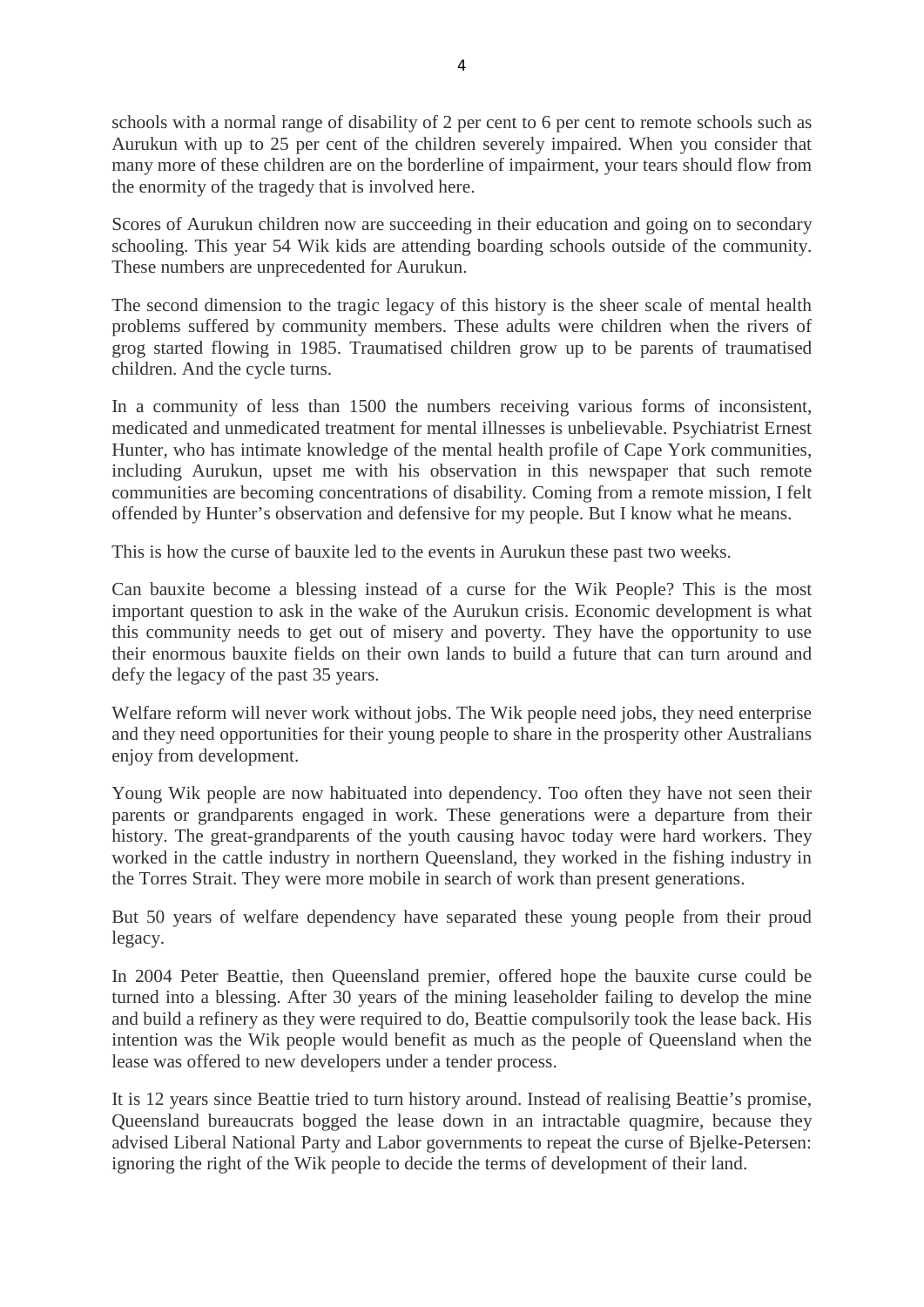schools with a normal range of disability of 2 per cent to 6 per cent to remote schools such as Aurukun with up to 25 per cent of the children severely impaired. When you consider that many more of these children are on the borderline of impairment, your tears should flow from the enormity of the tragedy that is involved here.

Scores of Aurukun children now are succeeding in their education and going on to secondary schooling. This year 54 Wik kids are attending boarding schools outside of the community. These numbers are unprecedented for Aurukun.

The second dimension to the tragic legacy of this history is the sheer scale of mental health problems suffered by community members. These adults were children when the rivers of grog started flowing in 1985. Traumatised children grow up to be parents of traumatised children. And the cycle turns.

In a community of less than 1500 the numbers receiving various forms of inconsistent, medicated and unmedicated treatment for mental illnesses is unbelievable. Psychiatrist Ernest Hunter, who has intimate knowledge of the mental health profile of Cape York communities, including Aurukun, upset me with his observation in this newspaper that such remote communities are becoming concentrations of disability. Coming from a remote mission, I felt offended by Hunter's observation and defensive for my people. But I know what he means.

This is how the curse of bauxite led to the events in Aurukun these past two weeks.

Can bauxite become a blessing instead of a curse for the Wik People? This is the most important question to ask in the wake of the Aurukun crisis. Economic development is what this community needs to get out of misery and poverty. They have the opportunity to use their enormous bauxite fields on their own lands to build a future that can turn around and defy the legacy of the past 35 years.

Welfare reform will never work without jobs. The Wik people need jobs, they need enterprise and they need opportunities for their young people to share in the prosperity other Australians enjoy from development.

Young Wik people are now habituated into dependency. Too often they have not seen their parents or grandparents engaged in work. These generations were a departure from their history. The great-grandparents of the youth causing havoc today were hard workers. They worked in the cattle industry in northern Queensland, they worked in the fishing industry in the Torres Strait. They were more mobile in search of work than present generations.

But 50 years of welfare dependency have separated these young people from their proud legacy.

In 2004 Peter Beattie, then Queensland premier, offered hope the bauxite curse could be turned into a blessing. After 30 years of the mining leaseholder failing to develop the mine and build a refinery as they were required to do, Beattie compulsorily took the lease back. His intention was the Wik people would benefit as much as the people of Queensland when the lease was offered to new developers under a tender process.

It is 12 years since Beattie tried to turn history around. Instead of realising Beattie's promise, Queensland bureaucrats bogged the lease down in an intractable quagmire, because they advised Liberal National Party and Labor governments to repeat the curse of Bjelke-Petersen: ignoring the right of the Wik people to decide the terms of development of their land.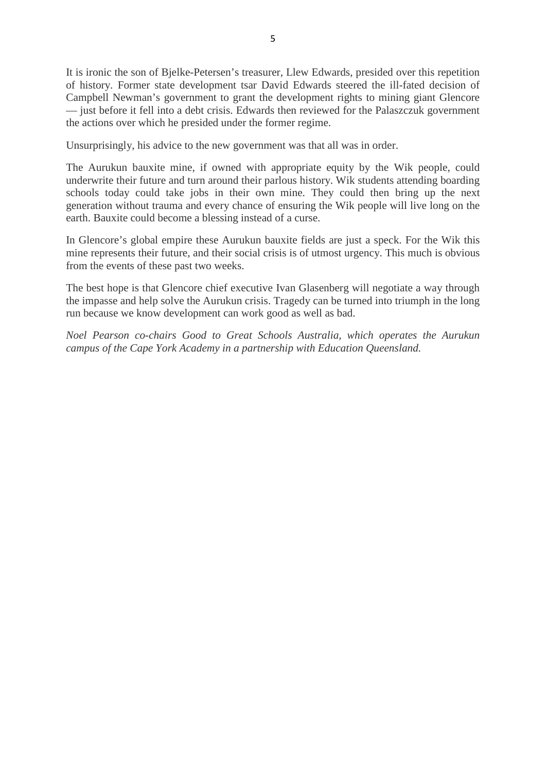It is ironic the son of Bjelke-Petersen's treasurer, Llew Edwards, presided over this repetition of history. Former state development tsar David Edwards steered the ill-fated decision of Campbell Newman's government to grant the development rights to mining giant Glencore — just before it fell into a debt crisis. Edwards then reviewed for the Palaszczuk government the actions over which he presided under the former regime.

Unsurprisingly, his advice to the new government was that all was in order.

The Aurukun bauxite mine, if owned with appropriate equity by the Wik people, could underwrite their future and turn around their parlous history. Wik students attending boarding schools today could take jobs in their own mine. They could then bring up the next generation without trauma and every chance of ensuring the Wik people will live long on the earth. Bauxite could become a blessing instead of a curse.

In Glencore's global empire these Aurukun bauxite fields are just a speck. For the Wik this mine represents their future, and their social crisis is of utmost urgency. This much is obvious from the events of these past two weeks.

The best hope is that Glencore chief executive Ivan Glasenberg will negotiate a way through the impasse and help solve the Aurukun crisis. Tragedy can be turned into triumph in the long run because we know development can work good as well as bad.

*Noel Pearson co-chairs Good to Great Schools Australia, which operates the Aurukun campus of the Cape York Academy in a partnership with Education Queensland.*